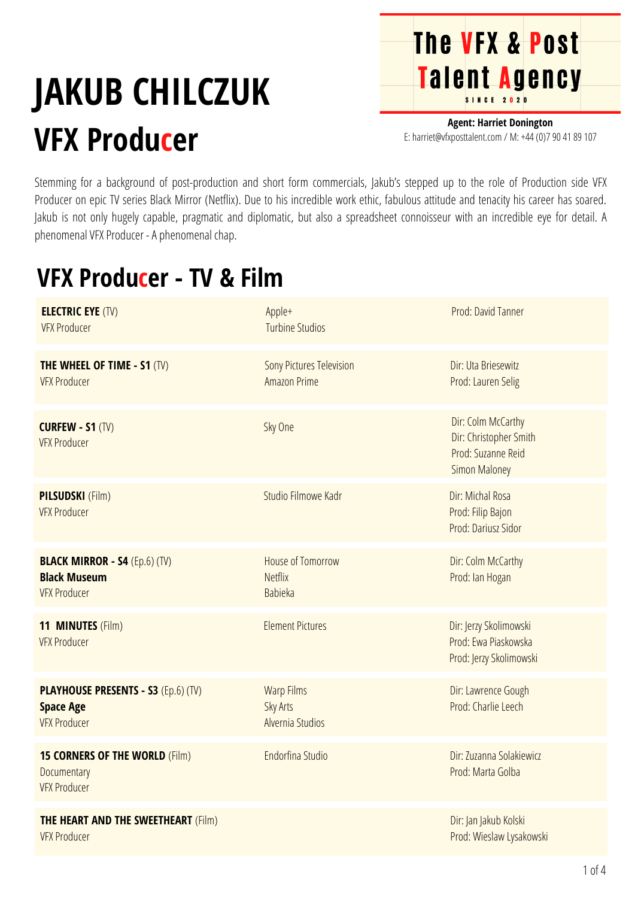# JAKUB CHILCZUK

## VFX Producer

**The VFX & Post Talent Agency**
SINCE 2020

**Agent: Harriet Donington**
E: harriet@vfxposttalent.com / M: +44 (0)7 90 41 89 107

Stemming for a background of post-production and short form commercials, Jakub's stepped up to the role of Production side VFX Producer on epic TV series Black Mirror (Netflix). Due to his incredible work ethic, fabulous attitude and tenacity his career has soared. Jakub is not only hugely capable, pragmatic and diplomatic, but also a spreadsheet connoisseur with an incredible eye for detail. A phenomenal VFX Producer - A phenomenal chap.

## VFX Producer - TV & Film

| | | |
|---|---|---|
| **ELECTRIC EYE** (TV)<br>VFX Producer | Apple+<br>Turbine Studios | Prod: David Tanner |
| **THE WHEEL OF TIME - S1** (TV)<br>VFX Producer | Sony Pictures Television<br>Amazon Prime | Dir: Uta Briesewitz<br>Prod: Lauren Selig |
| **CURFEW - S1** (TV)<br>VFX Producer | Sky One | Dir: Colm McCarthy<br>Dir: Christopher Smith<br>Prod: Suzanne Reid<br>Simon Maloney |
| **PILSUDSKI** (Film)<br>VFX Producer | Studio Filmowe Kadr | Dir: Michal Rosa<br>Prod: Filip Bajon<br>Prod: Dariusz Sidor |
| **BLACK MIRROR - S4** (Ep.6) (TV)<br>**Black Museum**<br>VFX Producer | House of Tomorrow<br>Netflix<br>Babieka | Dir: Colm McCarthy<br>Prod: Ian Hogan |
| **11 MINUTES** (Film)<br>VFX Producer | Element Pictures | Dir: Jerzy Skolimowski<br>Prod: Ewa Piaskowska<br>Prod: Jerzy Skolimowski |
| **PLAYHOUSE PRESENTS - S3** (Ep.6) (TV)<br>**Space Age**<br>VFX Producer | Warp Films<br>Sky Arts<br>Alvernia Studios | Dir: Lawrence Gough<br>Prod: Charlie Leech |
| **15 CORNERS OF THE WORLD** (Film)<br>Documentary<br>VFX Producer | Endorfina Studio | Dir: Zuzanna Solakiewicz<br>Prod: Marta Golba |
| **THE HEART AND THE SWEETHEART** (Film)<br>VFX Producer | | Dir: Jan Jakub Kolski<br>Prod: Wieslaw Lysakowski |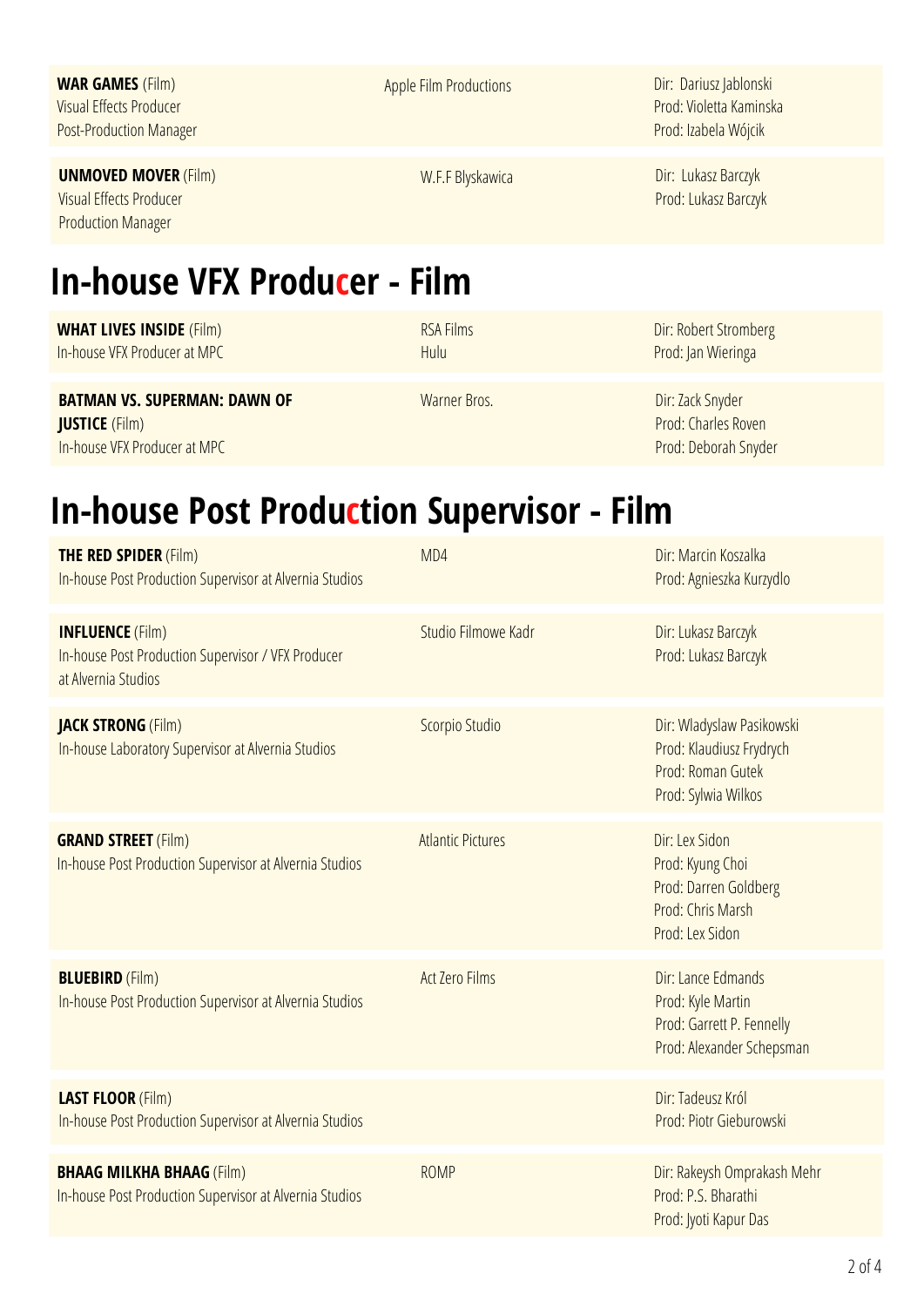| | | |
|---|---|---|
| **WAR GAMES** (Film)<br>Visual Effects Producer<br>Post-Production Manager | Apple Film Productions | Dir: Dariusz Jablonski<br>Prod: Violetta Kaminska<br>Prod: Izabela Wójcik |
| **UNMOVED MOVER** (Film)<br>Visual Effects Producer<br>Production Manager | W.F.F Blyskawica | Dir: Lukasz Barczyk<br>Prod: Lukasz Barczyk |

# In-house VFX Producer - Film

| | | |
|---|---|---|
| **WHAT LIVES INSIDE** (Film)<br>In-house VFX Producer at MPC | RSA Films<br>Hulu | Dir: Robert Stromberg<br>Prod: Jan Wieringa |
| **BATMAN VS. SUPERMAN: DAWN OF JUSTICE** (Film)<br>In-house VFX Producer at MPC | Warner Bros. | Dir: Zack Snyder<br>Prod: Charles Roven<br>Prod: Deborah Snyder |

# In-house Post Production Supervisor - Film

| | | |
|---|---|---|
| **THE RED SPIDER** (Film)<br>In-house Post Production Supervisor at Alvernia Studios | MD4 | Dir: Marcin Koszalka<br>Prod: Agnieszka Kurzydlo |
| **INFLUENCE** (Film)<br>In-house Post Production Supervisor / VFX Producer at Alvernia Studios | Studio Filmowe Kadr | Dir: Lukasz Barczyk<br>Prod: Lukasz Barczyk |
| **JACK STRONG** (Film)<br>In-house Laboratory Supervisor at Alvernia Studios | Scorpio Studio | Dir: Wladyslaw Pasikowski<br>Prod: Klaudiusz Frydrych<br>Prod: Roman Gutek<br>Prod: Sylwia Wilkos |
| **GRAND STREET** (Film)<br>In-house Post Production Supervisor at Alvernia Studios | Atlantic Pictures | Dir: Lex Sidon<br>Prod: Kyung Choi<br>Prod: Darren Goldberg<br>Prod: Chris Marsh<br>Prod: Lex Sidon |
| **BLUEBIRD** (Film)<br>In-house Post Production Supervisor at Alvernia Studios | Act Zero Films | Dir: Lance Edmands<br>Prod: Kyle Martin<br>Prod: Garrett P. Fennelly<br>Prod: Alexander Schepsman |
| **LAST FLOOR** (Film)<br>In-house Post Production Supervisor at Alvernia Studios | | Dir: Tadeusz Król<br>Prod: Piotr Gieburowski |
| **BHAAG MILKHA BHAAG** (Film)<br>In-house Post Production Supervisor at Alvernia Studios | ROMP | Dir: Rakeysh Omprakash Mehr<br>Prod: P.S. Bharathi<br>Prod: Jyoti Kapur Das |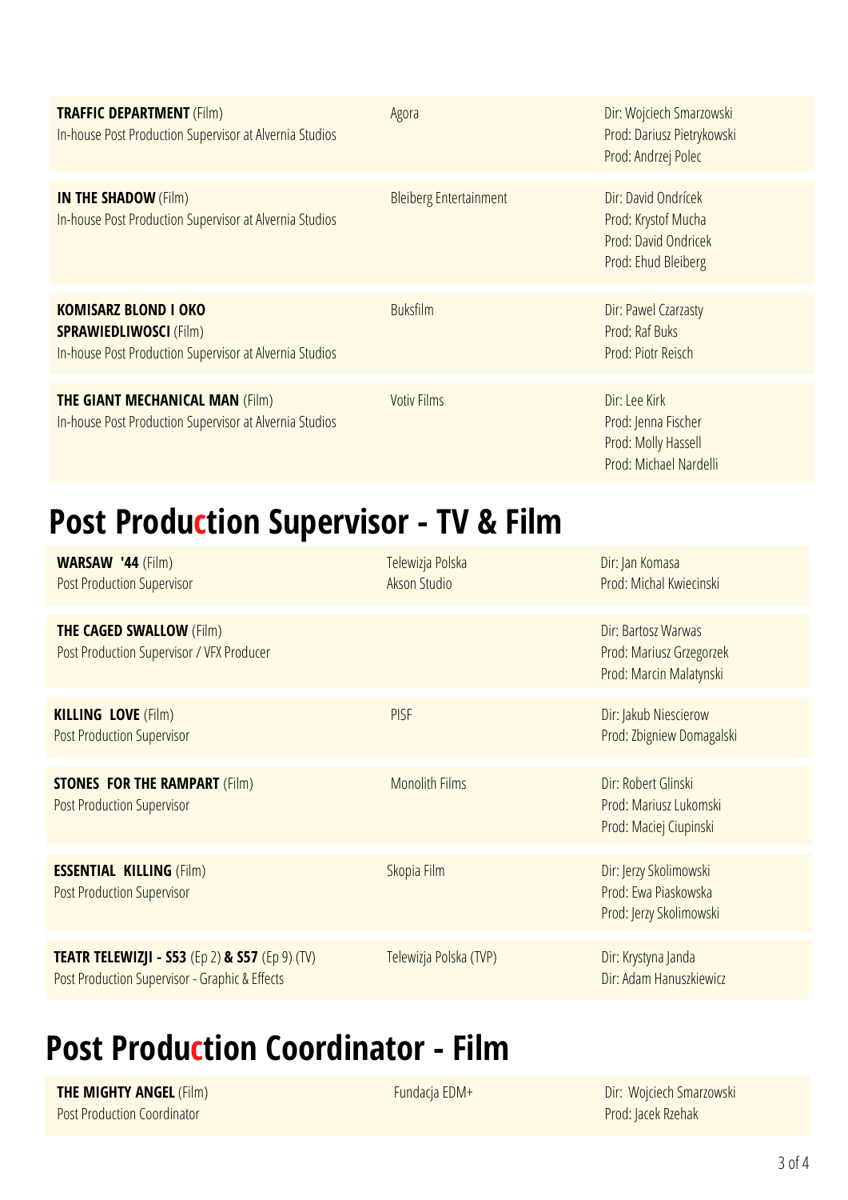| | | |
|---|---|---|
| **TRAFFIC DEPARTMENT** (Film)<br>In-house Post Production Supervisor at Alvernia Studios | Agora | Dir: Wojciech Smarzowski<br>Prod: Dariusz Pietrykowski<br>Prod: Andrzej Polec |
| **IN THE SHADOW** (Film)<br>In-house Post Production Supervisor at Alvernia Studios | Bleiberg Entertainment | Dir: David Ondrícek<br>Prod: Krystof Mucha<br>Prod: David Ondricek<br>Prod: Ehud Bleiberg |
| **KOMISARZ BLOND I OKO SPRAWIEDLIWOSCI** (Film)<br>In-house Post Production Supervisor at Alvernia Studios | Buksfilm | Dir: Pawel Czarzasty<br>Prod: Raf Buks<br>Prod: Piotr Reisch |
| **THE GIANT MECHANICAL MAN** (Film)<br>In-house Post Production Supervisor at Alvernia Studios | Votiv Films | Dir: Lee Kirk<br>Prod: Jenna Fischer<br>Prod: Molly Hassell<br>Prod: Michael Nardelli |

## Post Production Supervisor - TV & Film

| | | |
|---|---|---|
| **WARSAW '44** (Film)<br>Post Production Supervisor | Telewizja Polska<br>Akson Studio | Dir: Jan Komasa<br>Prod: Michal Kwiecinski |
| **THE CAGED SWALLOW** (Film)<br>Post Production Supervisor / VFX Producer | | Dir: Bartosz Warwas<br>Prod: Mariusz Grzegorzek<br>Prod: Marcin Malatynski |
| **KILLING LOVE** (Film)<br>Post Production Supervisor | PISF | Dir: Jakub Niescierow<br>Prod: Zbigniew Domagalski |
| **STONES FOR THE RAMPART** (Film)<br>Post Production Supervisor | Monolith Films | Dir: Robert Glinski<br>Prod: Mariusz Lukomski<br>Prod: Maciej Ciupinski |
| **ESSENTIAL KILLING** (Film)<br>Post Production Supervisor | Skopia Film | Dir: Jerzy Skolimowski<br>Prod: Ewa Piaskowska<br>Prod: Jerzy Skolimowski |
| **TEATR TELEWIZJI - S53** (Ep 2) **& S57** (Ep 9) (TV)<br>Post Production Supervisor - Graphic & Effects | Telewizja Polska (TVP) | Dir: Krystyna Janda<br>Dir: Adam Hanuszkiewicz |

## Post Production Coordinator - Film

| | | |
|---|---|---|
| **THE MIGHTY ANGEL** (Film)<br>Post Production Coordinator | Fundacja EDM+ | Dir: Wojciech Smarzowski<br>Prod: Jacek Rzehak |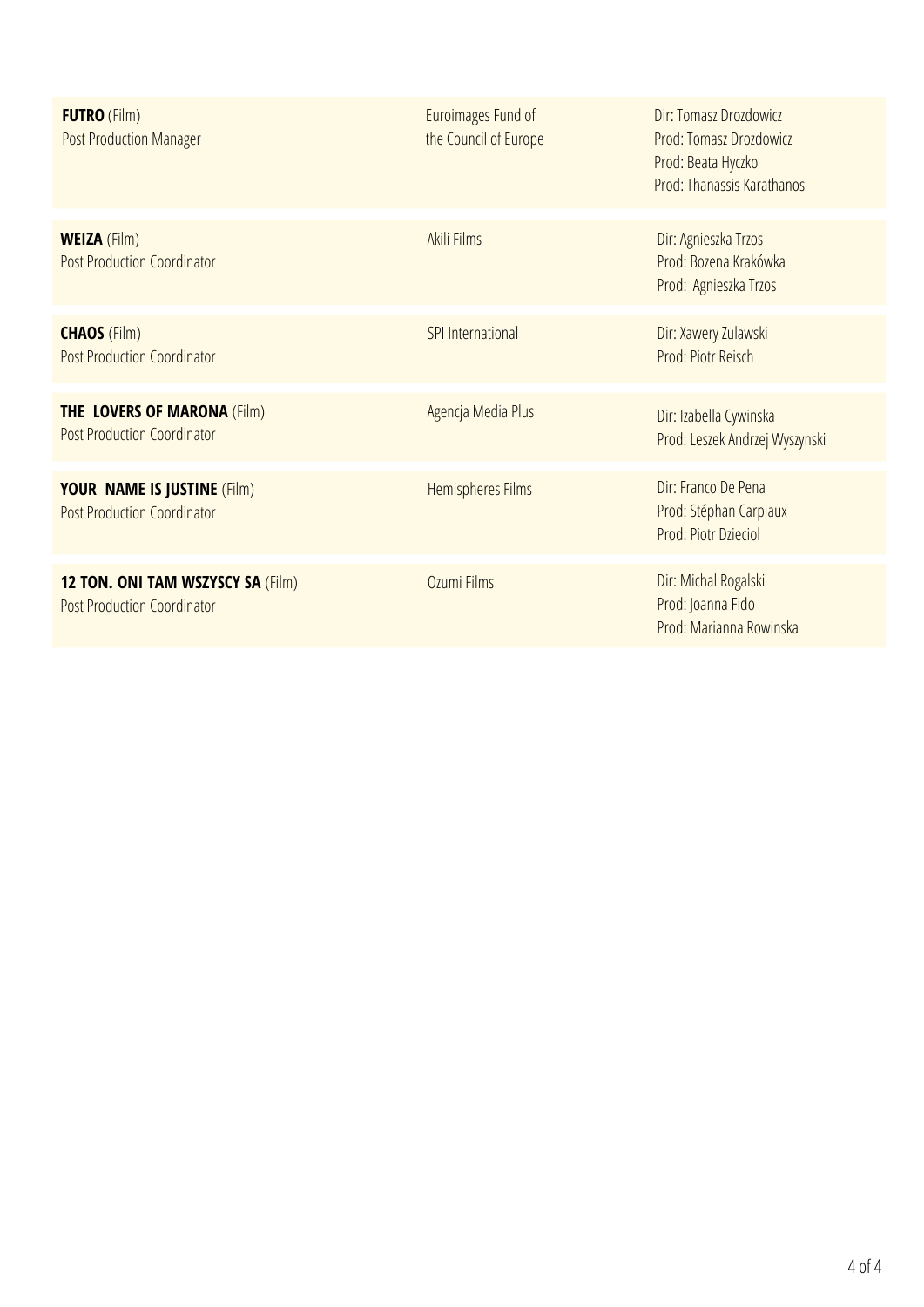| | | |
|---|---|---|
| **FUTRO** (Film)<br>Post Production Manager | Euroimages Fund of the Council of Europe | Dir: Tomasz Drozdowicz<br>Prod: Tomasz Drozdowicz<br>Prod: Beata Hyczko<br>Prod: Thanassis Karathanos |
| **WEIZA** (Film)<br>Post Production Coordinator | Akili Films | Dir: Agnieszka Trzos<br>Prod: Bozena Krakówka<br>Prod: Agnieszka Trzos |
| **CHAOS** (Film)<br>Post Production Coordinator | SPI International | Dir: Xawery Zulawski<br>Prod: Piotr Reisch |
| **THE LOVERS OF MARONA** (Film)<br>Post Production Coordinator | Agencja Media Plus | Dir: Izabella Cywinska<br>Prod: Leszek Andrzej Wyszynski |
| **YOUR NAME IS JUSTINE** (Film)<br>Post Production Coordinator | Hemispheres Films | Dir: Franco De Pena<br>Prod: Stéphan Carpiaux<br>Prod: Piotr Dzieciol |
| **12 TON. ONI TAM WSZYSCY SA** (Film)<br>Post Production Coordinator | Ozumi Films | Dir: Michal Rogalski<br>Prod: Joanna Fido<br>Prod: Marianna Rowinska |